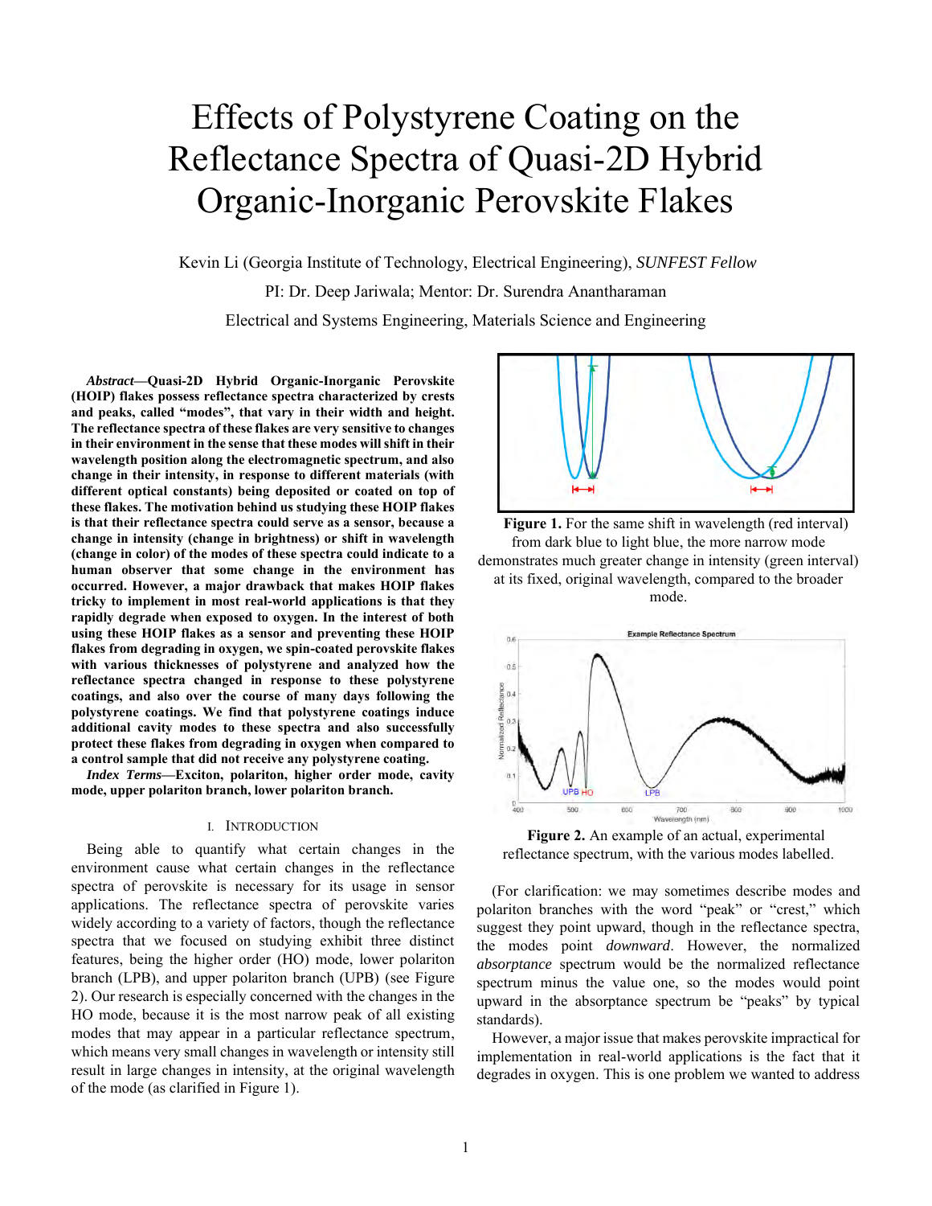# Effects of Polystyrene Coating on the Reflectance Spectra of Quasi-2D Hybrid Organic-Inorganic Perovskite Flakes

Kevin Li (Georgia Institute of Technology, Electrical Engineering), *SUNFEST Fellow*

PI: Dr. Deep Jariwala; Mentor: Dr. Surendra Anantharaman

Electrical and Systems Engineering, Materials Science and Engineering

***Abstract*—Quasi-2D Hybrid Organic-Inorganic Perovskite (HOIP) flakes possess reflectance spectra characterized by crests and peaks, called "modes", that vary in their width and height. The reflectance spectra of these flakes are very sensitive to changes in their environment in the sense that these modes will shift in their wavelength position along the electromagnetic spectrum, and also change in their intensity, in response to different materials (with different optical constants) being deposited or coated on top of these flakes. The motivation behind us studying these HOIP flakes is that their reflectance spectra could serve as a sensor, because a change in intensity (change in brightness) or shift in wavelength (change in color) of the modes of these spectra could indicate to a human observer that some change in the environment has occurred. However, a major drawback that makes HOIP flakes tricky to implement in most real-world applications is that they rapidly degrade when exposed to oxygen. In the interest of both using these HOIP flakes as a sensor and preventing these HOIP flakes from degrading in oxygen, we spin-coated perovskite flakes with various thicknesses of polystyrene and analyzed how the reflectance spectra changed in response to these polystyrene coatings, and also over the course of many days following the polystyrene coatings. We find that polystyrene coatings induce additional cavity modes to these spectra and also successfully protect these flakes from degrading in oxygen when compared to a control sample that did not receive any polystyrene coating.**

***Index Terms*—Exciton, polariton, higher order mode, cavity mode, upper polariton branch, lower polariton branch.**

## I. Introduction

Being able to quantify what certain changes in the environment cause what certain changes in the reflectance spectra of perovskite is necessary for its usage in sensor applications. The reflectance spectra of perovskite varies widely according to a variety of factors, though the reflectance spectra that we focused on studying exhibit three distinct features, being the higher order (HO) mode, lower polariton branch (LPB), and upper polariton branch (UPB) (see Figure 2). Our research is especially concerned with the changes in the HO mode, because it is the most narrow peak of all existing modes that may appear in a particular reflectance spectrum, which means very small changes in wavelength or intensity still result in large changes in intensity, at the original wavelength of the mode (as clarified in Figure 1).

**Figure 1.** For the same shift in wavelength (red interval) from dark blue to light blue, the more narrow mode demonstrates much greater change in intensity (green interval) at its fixed, original wavelength, compared to the broader mode.

**Figure 2.** An example of an actual, experimental reflectance spectrum, with the various modes labelled.

(For clarification: we may sometimes describe modes and polariton branches with the word "peak" or "crest," which suggest they point upward, though in the reflectance spectra, the modes point *downward*. However, the normalized *absorptance* spectrum would be the normalized reflectance spectrum minus the value one, so the modes would point upward in the absorptance spectrum be "peaks" by typical standards).

However, a major issue that makes perovskite impractical for implementation in real-world applications is the fact that it degrades in oxygen. This is one problem we wanted to address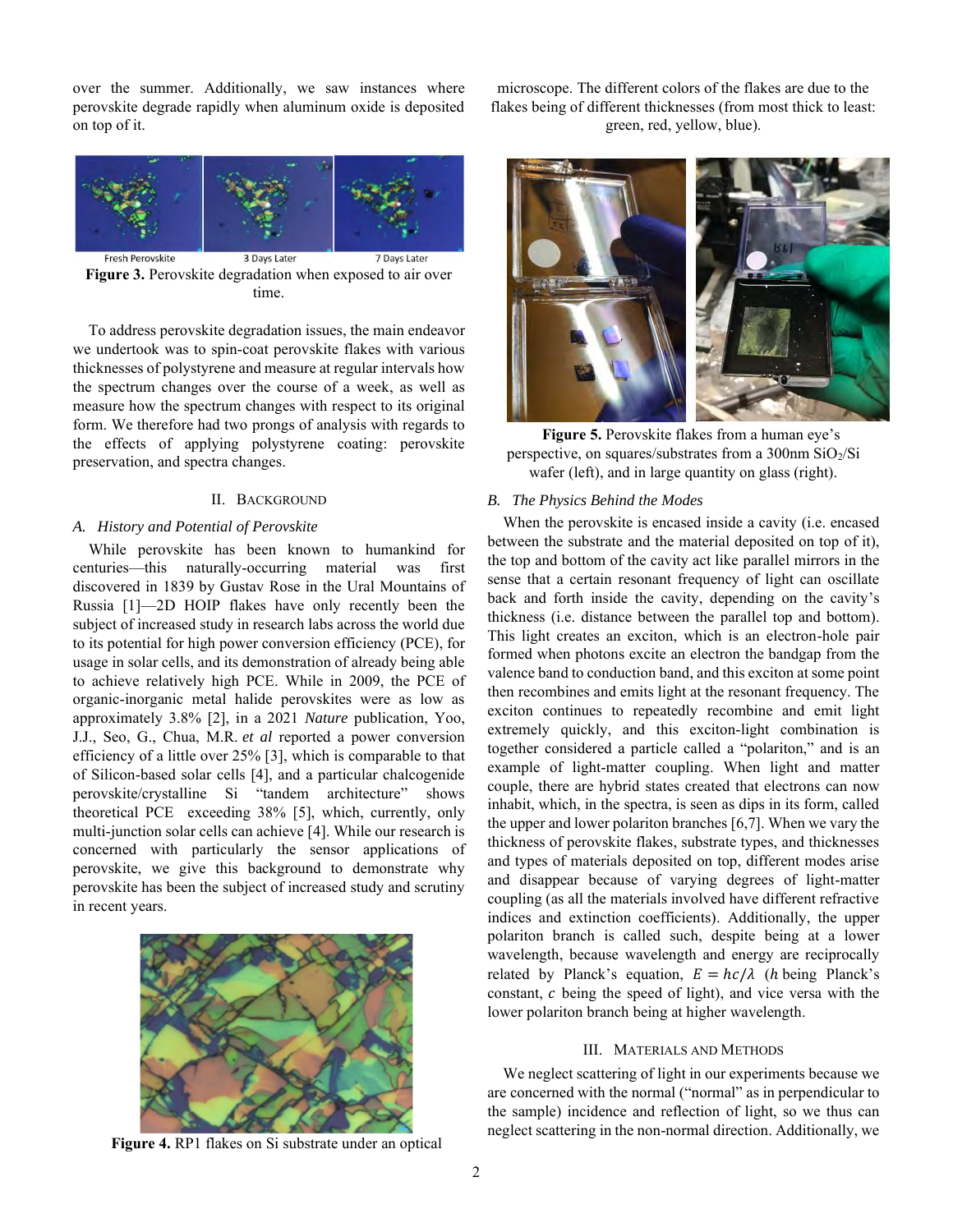over the summer. Additionally, we saw instances where perovskite degrade rapidly when aluminum oxide is deposited on top of it.

Fresh Perovskite | 3 Days Later | 7 Days Later

**Figure 3.** Perovskite degradation when exposed to air over time.

To address perovskite degradation issues, the main endeavor we undertook was to spin-coat perovskite flakes with various thicknesses of polystyrene and measure at regular intervals how the spectrum changes over the course of a week, as well as measure how the spectrum changes with respect to its original form. We therefore had two prongs of analysis with regards to the effects of applying polystyrene coating: perovskite preservation, and spectra changes.

## II. Background

### A. History and Potential of Perovskite

While perovskite has been known to humankind for centuries—this naturally-occurring material was first discovered in 1839 by Gustav Rose in the Ural Mountains of Russia [1]—2D HOIP flakes have only recently been the subject of increased study in research labs across the world due to its potential for high power conversion efficiency (PCE), for usage in solar cells, and its demonstration of already being able to achieve relatively high PCE. While in 2009, the PCE of organic-inorganic metal halide perovskites were as low as approximately 3.8% [2], in a 2021 *Nature* publication, Yoo, J.J., Seo, G., Chua, M.R. *et al* reported a power conversion efficiency of a little over 25% [3], which is comparable to that of Silicon-based solar cells [4], and a particular chalcogenide perovskite/crystalline Si "tandem architecture" shows theoretical PCE exceeding 38% [5], which, currently, only multi-junction solar cells can achieve [4]. While our research is concerned with particularly the sensor applications of perovskite, we give this background to demonstrate why perovskite has been the subject of increased study and scrutiny in recent years.

**Figure 4.** RP1 flakes on Si substrate under an optical microscope. The different colors of the flakes are due to the flakes being of different thicknesses (from most thick to least: green, red, yellow, blue).

**Figure 5.** Perovskite flakes from a human eye's perspective, on squares/substrates from a 300nm $SiO_2$/Si wafer (left), and in large quantity on glass (right).

### B. The Physics Behind the Modes

When the perovskite is encased inside a cavity (i.e. encased between the substrate and the material deposited on top of it), the top and bottom of the cavity act like parallel mirrors in the sense that a certain resonant frequency of light can oscillate back and forth inside the cavity, depending on the cavity's thickness (i.e. distance between the parallel top and bottom). This light creates an exciton, which is an electron-hole pair formed when photons excite an electron the bandgap from the valence band to conduction band, and this exciton at some point then recombines and emits light at the resonant frequency. The exciton continues to repeatedly recombine and emit light extremely quickly, and this exciton-light combination is together considered a particle called a "polariton," and is an example of light-matter coupling. When light and matter couple, there are hybrid states created that electrons can now inhabit, which, in the spectra, is seen as dips in its form, called the upper and lower polariton branches [6,7]. When we vary the thickness of perovskite flakes, substrate types, and thicknesses and types of materials deposited on top, different modes arise and disappear because of varying degrees of light-matter coupling (as all the materials involved have different refractive indices and extinction coefficients). Additionally, the upper polariton branch is called such, despite being at a lower wavelength, because wavelength and energy are reciprocally related by Planck's equation, $E = hc/\lambda$ ($h$ being Planck's constant, $c$ being the speed of light), and vice versa with the lower polariton branch being at higher wavelength.

## III. Materials and Methods

We neglect scattering of light in our experiments because we are concerned with the normal ("normal" as in perpendicular to the sample) incidence and reflection of light, so we thus can neglect scattering in the non-normal direction. Additionally, we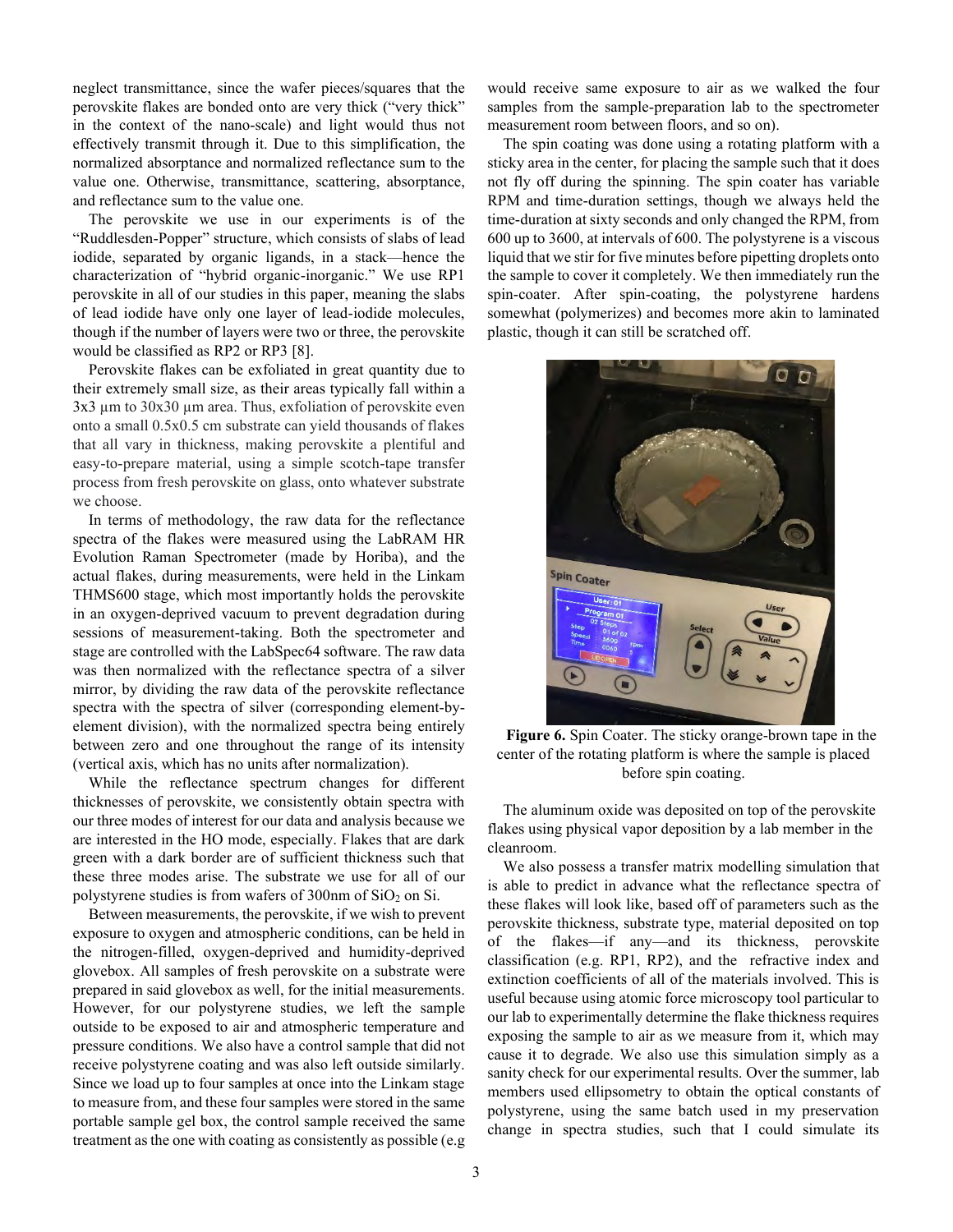neglect transmittance, since the wafer pieces/squares that the perovskite flakes are bonded onto are very thick ("very thick" in the context of the nano-scale) and light would thus not effectively transmit through it. Due to this simplification, the normalized absorptance and normalized reflectance sum to the value one. Otherwise, transmittance, scattering, absorptance, and reflectance sum to the value one.

The perovskite we use in our experiments is of the "Ruddlesden-Popper" structure, which consists of slabs of lead iodide, separated by organic ligands, in a stack—hence the characterization of "hybrid organic-inorganic." We use RP1 perovskite in all of our studies in this paper, meaning the slabs of lead iodide have only one layer of lead-iodide molecules, though if the number of layers were two or three, the perovskite would be classified as RP2 or RP3 [8].

Perovskite flakes can be exfoliated in great quantity due to their extremely small size, as their areas typically fall within a 3x3 µm to 30x30 µm area. Thus, exfoliation of perovskite even onto a small 0.5x0.5 cm substrate can yield thousands of flakes that all vary in thickness, making perovskite a plentiful and easy-to-prepare material, using a simple scotch-tape transfer process from fresh perovskite on glass, onto whatever substrate we choose.

In terms of methodology, the raw data for the reflectance spectra of the flakes were measured using the LabRAM HR Evolution Raman Spectrometer (made by Horiba), and the actual flakes, during measurements, were held in the Linkam THMS600 stage, which most importantly holds the perovskite in an oxygen-deprived vacuum to prevent degradation during sessions of measurement-taking. Both the spectrometer and stage are controlled with the LabSpec64 software. The raw data was then normalized with the reflectance spectra of a silver mirror, by dividing the raw data of the perovskite reflectance spectra with the spectra of silver (corresponding element-by-element division), with the normalized spectra being entirely between zero and one throughout the range of its intensity (vertical axis, which has no units after normalization).

While the reflectance spectrum changes for different thicknesses of perovskite, we consistently obtain spectra with our three modes of interest for our data and analysis because we are interested in the HO mode, especially. Flakes that are dark green with a dark border are of sufficient thickness such that these three modes arise. The substrate we use for all of our polystyrene studies is from wafers of 300nm of $SiO_2$ on Si.

Between measurements, the perovskite, if we wish to prevent exposure to oxygen and atmospheric conditions, can be held in the nitrogen-filled, oxygen-deprived and humidity-deprived glovebox. All samples of fresh perovskite on a substrate were prepared in said glovebox as well, for the initial measurements. However, for our polystyrene studies, we left the sample outside to be exposed to air and atmospheric temperature and pressure conditions. We also have a control sample that did not receive polystyrene coating and was also left outside similarly. Since we load up to four samples at once into the Linkam stage to measure from, and these four samples were stored in the same portable sample gel box, the control sample received the same treatment as the one with coating as consistently as possible (e.g would receive same exposure to air as we walked the four samples from the sample-preparation lab to the spectrometer measurement room between floors, and so on).

The spin coating was done using a rotating platform with a sticky area in the center, for placing the sample such that it does not fly off during the spinning. The spin coater has variable RPM and time-duration settings, though we always held the time-duration at sixty seconds and only changed the RPM, from 600 up to 3600, at intervals of 600. The polystyrene is a viscous liquid that we stir for five minutes before pipetting droplets onto the sample to cover it completely. We then immediately run the spin-coater. After spin-coating, the polystyrene hardens somewhat (polymerizes) and becomes more akin to laminated plastic, though it can still be scratched off.

**Figure 6.** Spin Coater. The sticky orange-brown tape in the center of the rotating platform is where the sample is placed before spin coating.

The aluminum oxide was deposited on top of the perovskite flakes using physical vapor deposition by a lab member in the cleanroom.

We also possess a transfer matrix modelling simulation that is able to predict in advance what the reflectance spectra of these flakes will look like, based off of parameters such as the perovskite thickness, substrate type, material deposited on top of the flakes—if any—and its thickness, perovskite classification (e.g. RP1, RP2), and the refractive index and extinction coefficients of all of the materials involved. This is useful because using atomic force microscopy tool particular to our lab to experimentally determine the flake thickness requires exposing the sample to air as we measure from it, which may cause it to degrade. We also use this simulation simply as a sanity check for our experimental results. Over the summer, lab members used ellipsometry to obtain the optical constants of polystyrene, using the same batch used in my preservation change in spectra studies, such that I could simulate its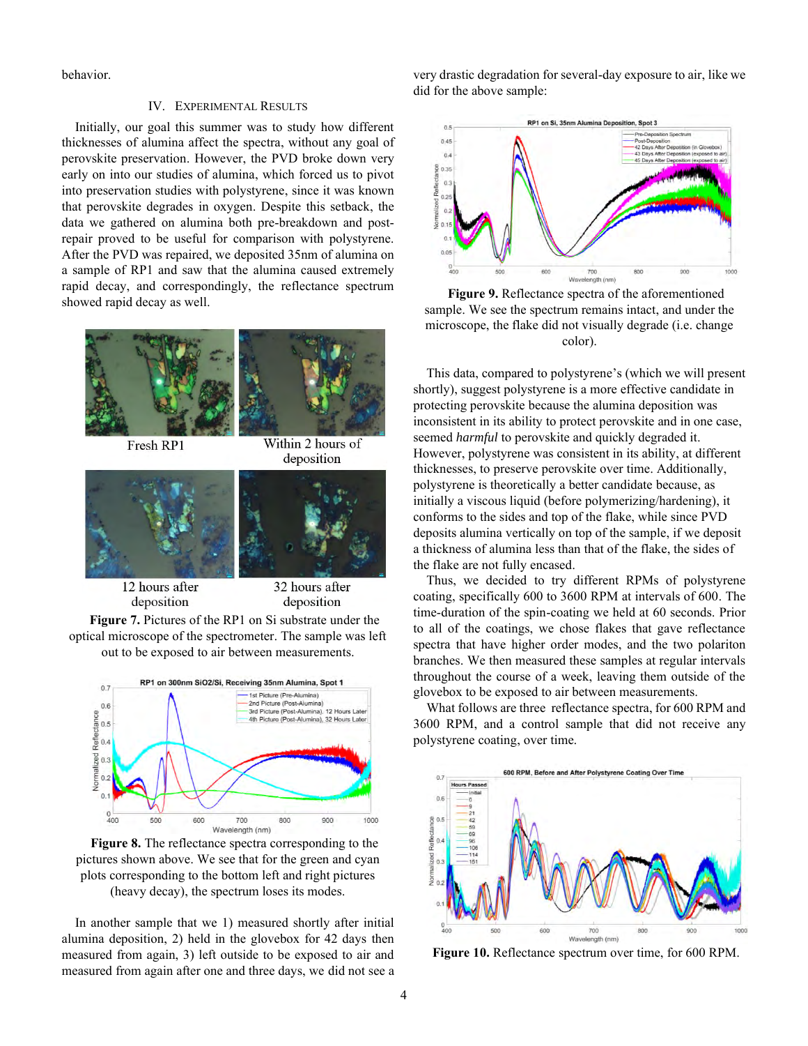behavior.

## IV. Experimental Results

Initially, our goal this summer was to study how different thicknesses of alumina affect the spectra, without any goal of perovskite preservation. However, the PVD broke down very early on into our studies of alumina, which forced us to pivot into preservation studies with polystyrene, since it was known that perovskite degrades in oxygen. Despite this setback, the data we gathered on alumina both pre-breakdown and post-repair proved to be useful for comparison with polystyrene. After the PVD was repaired, we deposited 35nm of alumina on a sample of RP1 and saw that the alumina caused extremely rapid decay, and correspondingly, the reflectance spectrum showed rapid decay as well.

Fresh RP1 | Within 2 hours of deposition | 12 hours after deposition | 32 hours after deposition

**Figure 7.** Pictures of the RP1 on Si substrate under the optical microscope of the spectrometer. The sample was left out to be exposed to air between measurements.

**Figure 8.** The reflectance spectra corresponding to the pictures shown above. We see that for the green and cyan plots corresponding to the bottom left and right pictures (heavy decay), the spectrum loses its modes.

In another sample that we 1) measured shortly after initial alumina deposition, 2) held in the glovebox for 42 days then measured from again, 3) left outside to be exposed to air and measured from again after one and three days, we did not see a very drastic degradation for several-day exposure to air, like we did for the above sample:

**Figure 9.** Reflectance spectra of the aforementioned sample. We see the spectrum remains intact, and under the microscope, the flake did not visually degrade (i.e. change color).

This data, compared to polystyrene's (which we will present shortly), suggest polystyrene is a more effective candidate in protecting perovskite because the alumina deposition was inconsistent in its ability to protect perovskite and in one case, seemed *harmful* to perovskite and quickly degraded it. However, polystyrene was consistent in its ability, at different thicknesses, to preserve perovskite over time. Additionally, polystyrene is theoretically a better candidate because, as initially a viscous liquid (before polymerizing/hardening), it conforms to the sides and top of the flake, while since PVD deposits alumina vertically on top of the sample, if we deposit a thickness of alumina less than that of the flake, the sides of the flake are not fully encased.

Thus, we decided to try different RPMs of polystyrene coating, specifically 600 to 3600 RPM at intervals of 600. The time-duration of the spin-coating we held at 60 seconds. Prior to all of the coatings, we chose flakes that gave reflectance spectra that have higher order modes, and the two polariton branches. We then measured these samples at regular intervals throughout the course of a week, leaving them outside of the glovebox to be exposed to air between measurements.

What follows are three reflectance spectra, for 600 RPM and 3600 RPM, and a control sample that did not receive any polystyrene coating, over time.

**Figure 10.** Reflectance spectrum over time, for 600 RPM.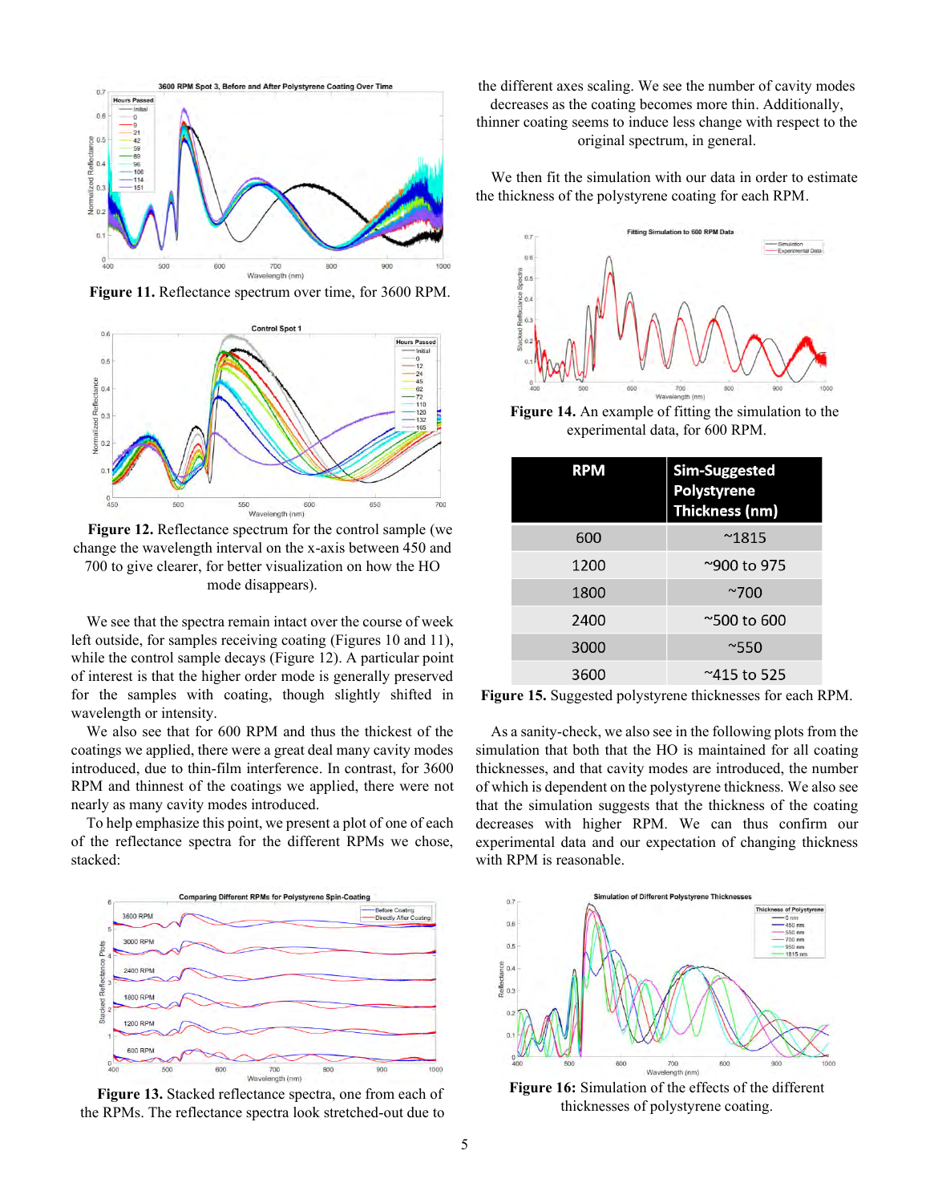Figure 11. Reflectance spectrum over time, for 3600 RPM.

Figure 12. Reflectance spectrum for the control sample (we change the wavelength interval on the x-axis between 450 and 700 to give clearer, for better visualization on how the HO mode disappears).

We see that the spectra remain intact over the course of week left outside, for samples receiving coating (Figures 10 and 11), while the control sample decays (Figure 12). A particular point of interest is that the higher order mode is generally preserved for the samples with coating, though slightly shifted in wavelength or intensity.

We also see that for 600 RPM and thus the thickest of the coatings we applied, there were a great deal many cavity modes introduced, due to thin-film interference. In contrast, for 3600 RPM and thinnest of the coatings we applied, there were not nearly as many cavity modes introduced.

To help emphasize this point, we present a plot of one of each of the reflectance spectra for the different RPMs we chose, stacked:

Figure 13. Stacked reflectance spectra, one from each of the RPMs. The reflectance spectra look stretched-out due to the different axes scaling. We see the number of cavity modes decreases as the coating becomes more thin. Additionally, thinner coating seems to induce less change with respect to the original spectrum, in general.

We then fit the simulation with our data in order to estimate the thickness of the polystyrene coating for each RPM.

Figure 14. An example of fitting the simulation to the experimental data, for 600 RPM.

| RPM | Sim-Suggested Polystyrene Thickness (nm) |
|---|---|
| 600 | ~1815 |
| 1200 | ~900 to 975 |
| 1800 | ~700 |
| 2400 | ~500 to 600 |
| 3000 | ~550 |
| 3600 | ~415 to 525 |

Figure 15. Suggested polystyrene thicknesses for each RPM.

As a sanity-check, we also see in the following plots from the simulation that both that the HO is maintained for all coating thicknesses, and that cavity modes are introduced, the number of which is dependent on the polystyrene thickness. We also see that the simulation suggests that the thickness of the coating decreases with higher RPM. We can thus confirm our experimental data and our expectation of changing thickness with RPM is reasonable.

Figure 16: Simulation of the effects of the different thicknesses of polystyrene coating.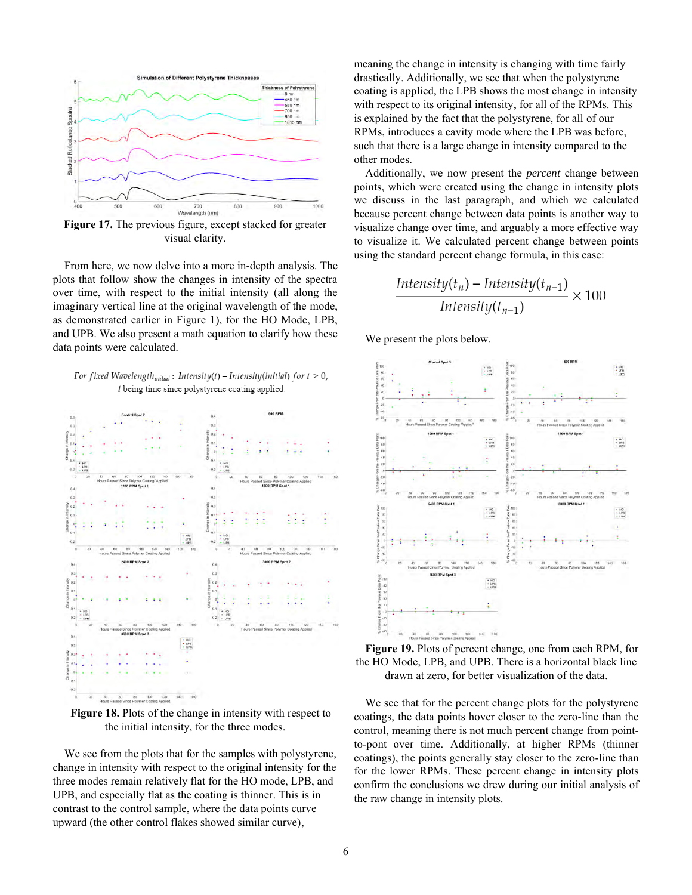**Figure 17.** The previous figure, except stacked for greater visual clarity.

From here, we now delve into a more in-depth analysis. The plots that follow show the changes in intensity of the spectra over time, with respect to the initial intensity (all along the imaginary vertical line at the original wavelength of the mode, as demonstrated earlier in Figure 1), for the HO Mode, LPB, and UPB. We also present a math equation to clarify how these data points were calculated.

$$\text{For fixed Wavelength}_{initial}: \; Intensity(t) - Intensity(initial) \text{ for } t \geq 0,$$
$$t \text{ being time since polystyrene coating applied.}$$

**Figure 18.** Plots of the change in intensity with respect to the initial intensity, for the three modes.

We see from the plots that for the samples with polystyrene, change in intensity with respect to the original intensity for the three modes remain relatively flat for the HO mode, LPB, and UPB, and especially flat as the coating is thinner. This is in contrast to the control sample, where the data points curve upward (the other control flakes showed similar curve), meaning the change in intensity is changing with time fairly drastically. Additionally, we see that when the polystyrene coating is applied, the LPB shows the most change in intensity with respect to its original intensity, for all of the RPMs. This is explained by the fact that the polystyrene, for all of our RPMs, introduces a cavity mode where the LPB was before, such that there is a large change in intensity compared to the other modes.

Additionally, we now present the *percent* change between points, which were created using the change in intensity plots we discuss in the last paragraph, and which we calculated because percent change between data points is another way to visualize change over time, and arguably a more effective way to visualize it. We calculated percent change between points using the standard percent change formula, in this case:

$$\frac{Intensity(t_n) - Intensity(t_{n-1})}{Intensity(t_{n-1})} \times 100$$

We present the plots below.

**Figure 19.** Plots of percent change, one from each RPM, for the HO Mode, LPB, and UPB. There is a horizontal black line drawn at zero, for better visualization of the data.

We see that for the percent change plots for the polystyrene coatings, the data points hover closer to the zero-line than the control, meaning there is not much percent change from point-to-pont over time. Additionally, at higher RPMs (thinner coatings), the points generally stay closer to the zero-line than for the lower RPMs. These percent change in intensity plots confirm the conclusions we drew during our initial analysis of the raw change in intensity plots.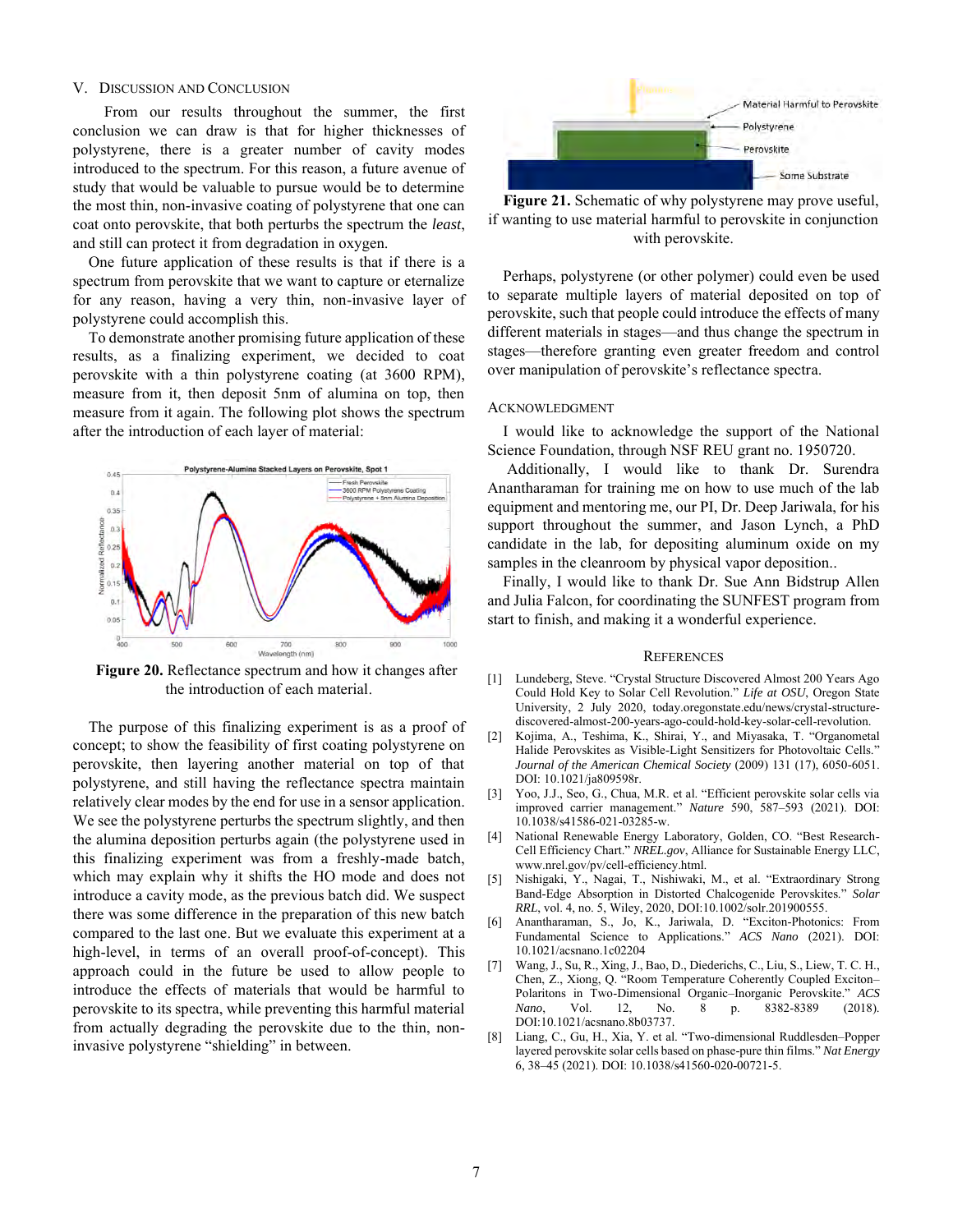## V. Discussion and Conclusion

From our results throughout the summer, the first conclusion we can draw is that for higher thicknesses of polystyrene, there is a greater number of cavity modes introduced to the spectrum. For this reason, a future avenue of study that would be valuable to pursue would be to determine the most thin, non-invasive coating of polystyrene that one can coat onto perovskite, that both perturbs the spectrum the *least*, and still can protect it from degradation in oxygen.

One future application of these results is that if there is a spectrum from perovskite that we want to capture or eternalize for any reason, having a very thin, non-invasive layer of polystyrene could accomplish this.

To demonstrate another promising future application of these results, as a finalizing experiment, we decided to coat perovskite with a thin polystyrene coating (at 3600 RPM), measure from it, then deposit 5nm of alumina on top, then measure from it again. The following plot shows the spectrum after the introduction of each layer of material:

Polystyrene-Alumina Stacked Layers on Perovskite, Spot 1
Fresh Perovskite
3600 RPM Polystyrene Coating
Polystyrene + 5nm Alumina Deposition
Normalized Reflectance
0.45
0.4
0.35
0.3
0.25
0.2
0.15
0.1
0.05
0
400
500
600
700
800
900
1000
Wavelength (nm)

**Figure 20.** Reflectance spectrum and how it changes after the introduction of each material.

The purpose of this finalizing experiment is as a proof of concept; to show the feasibility of first coating polystyrene on perovskite, then layering another material on top of that polystyrene, and still having the reflectance spectra maintain relatively clear modes by the end for use in a sensor application. We see the polystyrene perturbs the spectrum slightly, and then the alumina deposition perturbs again (the polystyrene used in this finalizing experiment was from a freshly-made batch, which may explain why it shifts the HO mode and does not introduce a cavity mode, as the previous batch did. We suspect there was some difference in the preparation of this new batch compared to the last one. But we evaluate this experiment at a high-level, in terms of an overall proof-of-concept). This approach could in the future be used to allow people to introduce the effects of materials that would be harmful to perovskite to its spectra, while preventing this harmful material from actually degrading the perovskite due to the thin, non-invasive polystyrene "shielding" in between.

Material Harmful to Perovskite
Polystyrene
Perovskite
Some Substrate

**Figure 21.** Schematic of why polystyrene may prove useful, if wanting to use material harmful to perovskite in conjunction with perovskite.

Perhaps, polystyrene (or other polymer) could even be used to separate multiple layers of material deposited on top of perovskite, such that people could introduce the effects of many different materials in stages—and thus change the spectrum in stages—therefore granting even greater freedom and control over manipulation of perovskite's reflectance spectra.

## Acknowledgment

I would like to acknowledge the support of the National Science Foundation, through NSF REU grant no. 1950720.

Additionally, I would like to thank Dr. Surendra Anantharaman for training me on how to use much of the lab equipment and mentoring me, our PI, Dr. Deep Jariwala, for his support throughout the summer, and Jason Lynch, a PhD candidate in the lab, for depositing aluminum oxide on my samples in the cleanroom by physical vapor deposition..

Finally, I would like to thank Dr. Sue Ann Bidstrup Allen and Julia Falcon, for coordinating the SUNFEST program from start to finish, and making it a wonderful experience.

## References

[1] Lundeberg, Steve. "Crystal Structure Discovered Almost 200 Years Ago Could Hold Key to Solar Cell Revolution." *Life at OSU*, Oregon State University, 2 July 2020, today.oregonstate.edu/news/crystal-structure-discovered-almost-200-years-ago-could-hold-key-solar-cell-revolution.

[2] Kojima, A., Teshima, K., Shirai, Y., and Miyasaka, T. "Organometal Halide Perovskites as Visible-Light Sensitizers for Photovoltaic Cells." *Journal of the American Chemical Society* (2009) 131 (17), 6050-6051. DOI: 10.1021/ja809598r.

[3] Yoo, J.J., Seo, G., Chua, M.R. et al. "Efficient perovskite solar cells via improved carrier management." *Nature* 590, 587–593 (2021). DOI: 10.1038/s41586-021-03285-w.

[4] National Renewable Energy Laboratory, Golden, CO. "Best Research-Cell Efficiency Chart." *NREL.gov*, Alliance for Sustainable Energy LLC, www.nrel.gov/pv/cell-efficiency.html.

[5] Nishigaki, Y., Nagai, T., Nishiwaki, M., et al. "Extraordinary Strong Band-Edge Absorption in Distorted Chalcogenide Perovskites." *Solar RRL*, vol. 4, no. 5, Wiley, 2020, DOI:10.1002/solr.201900555.

[6] Anantharaman, S., Jo, K., Jariwala, D. "Exciton-Photonics: From Fundamental Science to Applications." *ACS Nano* (2021). DOI: 10.1021/acsnano.1c02204

[7] Wang, J., Su, R., Xing, J., Bao, D., Diederichs, C., Liu, S., Liew, T. C. H., Chen, Z., Xiong, Q. "Room Temperature Coherently Coupled Exciton–Polaritons in Two-Dimensional Organic–Inorganic Perovskite." *ACS Nano*, Vol. 12, No. 8 p. 8382-8389 (2018). DOI:10.1021/acsnano.8b03737.

[8] Liang, C., Gu, H., Xia, Y. et al. "Two-dimensional Ruddlesden–Popper layered perovskite solar cells based on phase-pure thin films." *Nat Energy* 6, 38–45 (2021). DOI: 10.1038/s41560-020-00721-5.